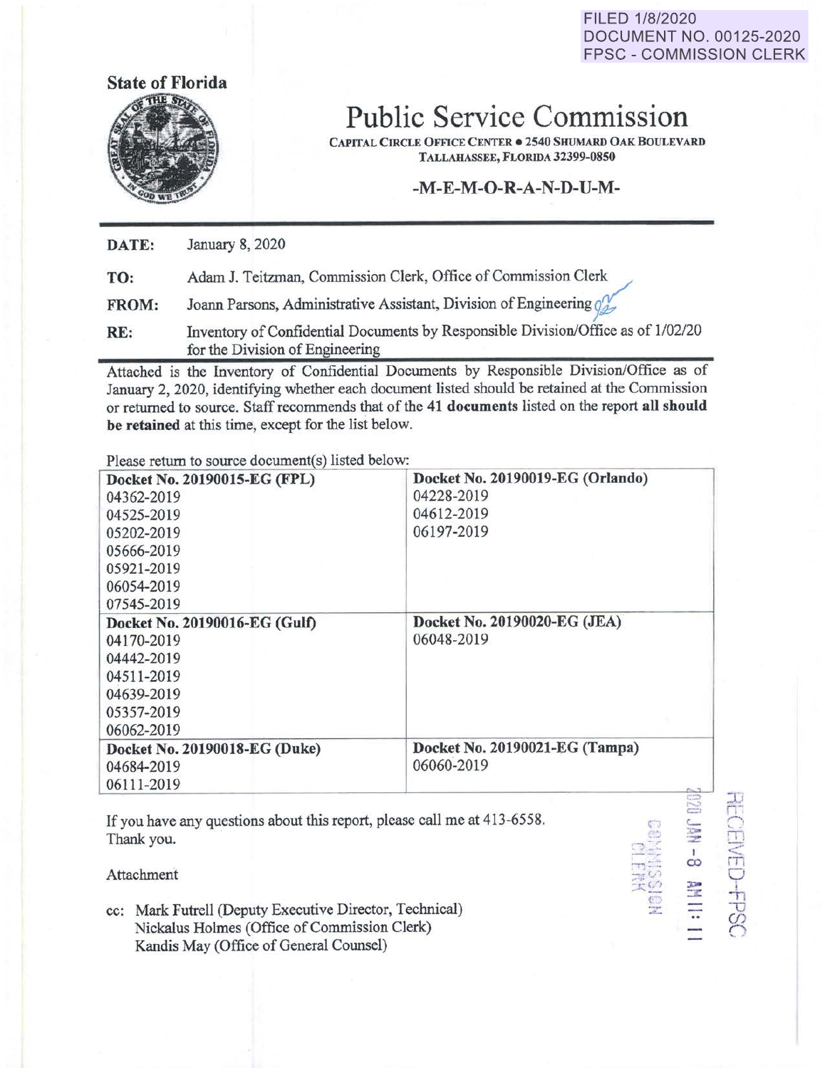FILED 1/8/2020
DOCUMENT NO. 00125-2020
FPSC - COMMISSION CLERK

**State of Florida**

# Public Service Commission

CAPITAL CIRCLE OFFICE CENTER • 2540 SHUMARD OAK BOULEVARD
TALLAHASSEE, FLORIDA 32399-0850

## -M-E-M-O-R-A-N-D-U-M-

**DATE:** January 8, 2020

**TO:** Adam J. Teitzman, Commission Clerk, Office of Commission Clerk

**FROM:** Joann Parsons, Administrative Assistant, Division of Engineering

**RE:** Inventory of Confidential Documents by Responsible Division/Office as of 1/02/20 for the Division of Engineering

Attached is the Inventory of Confidential Documents by Responsible Division/Office as of January 2, 2020, identifying whether each document listed should be retained at the Commission or returned to source. Staff recommends that of the **41 documents** listed on the report **all should be retained** at this time, except for the list below.

Please return to source document(s) listed below:

| **Docket No. 20190015-EG (FPL)** | **Docket No. 20190019-EG (Orlando)** |
|---|---|
| 04362-2019<br>04525-2019<br>05202-2019<br>05666-2019<br>05921-2019<br>06054-2019<br>07545-2019 | 04228-2019<br>04612-2019<br>06197-2019 |
| **Docket No. 20190016-EG (Gulf)** | **Docket No. 20190020-EG (JEA)** |
| 04170-2019<br>04442-2019<br>04511-2019<br>04639-2019<br>05357-2019<br>06062-2019 | 06048-2019 |
| **Docket No. 20190018-EG (Duke)** | **Docket No. 20190021-EG (Tampa)** |
| 04684-2019<br>06111-2019 | 06060-2019 |

If you have any questions about this report, please call me at 413-6558.
Thank you.

Attachment

cc: Mark Futrell (Deputy Executive Director, Technical)
Nickalus Holmes (Office of Commission Clerk)
Kandis May (Office of General Counsel)

RECEIVED-FPSC
2020 JAN -8 AM 11:11
COMMISSION CLERK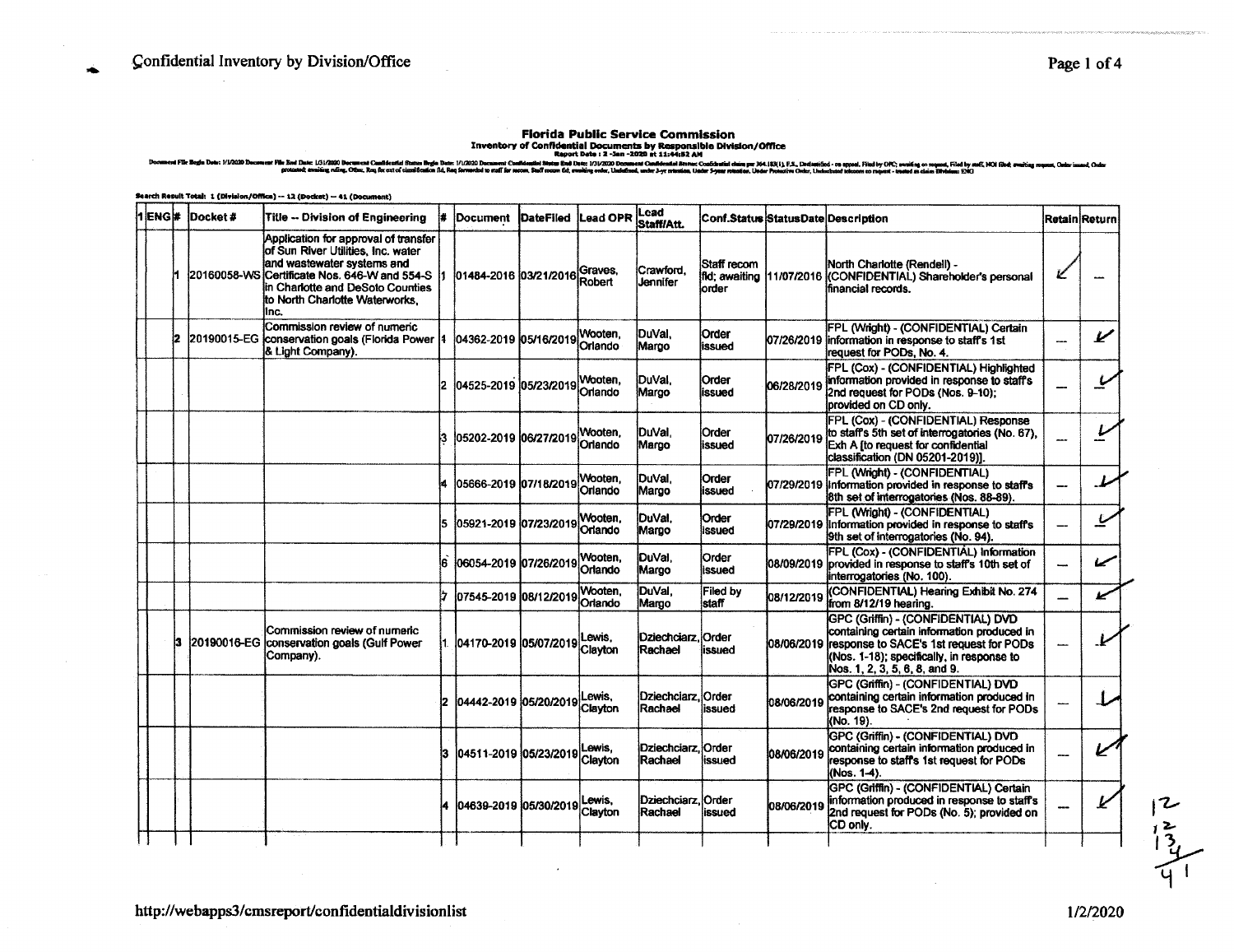Confidential Inventory by Division/Office

**Florida Public Service Commission**
**Inventory of Confidential Documents by Responsible Division/Office**
**Report Date : 2 -Jan -2020 at 11:44:52 AM**

Document File Begin Date: 1/1/2020 Document File End Date: 1/31/2020 Document Confidential Status Begin Date: 1/1/2020 Document Confidential Status End Date: 1/31/2020 Document Confidential Status: Confidential claim per 364.183(1), F.S., Declassified - on appeal, Filed by OPC; awaiting on request, Filed by staff, NOI filed; awaiting request, Order issued, Order protected; awaiting ruling, Other, Req for ext of classification fld, Req forwarded to staff for recom, Staff recom fld; awaiting order, Undefined, under 3-yr retention, Under 5-year retention, Under Protective Order, Undocketed telecom on request - treated as claim Division: ENG

Search Result Total: 1 (Division/Office) -- 12 (Docket) -- 41 (Document)

| 1 | ENG | # | Docket # | Title -- Division of Engineering | # | Document | DateFiled | Lead OPR | Lead Staff/Att. | Conf.Status | StatusDate | Description | Retain | Return |
|---|---|---|---|---|---|---|---|---|---|---|---|---|---|---|
| | | 1 | 20160058-WS | Application for approval of transfer of Sun River Utilities, Inc. water and wastewater systems and Certificate Nos. 646-W and 554-S in Charlotte and DeSoto Counties to North Charlotte Waterworks, Inc. | 1 | 01484-2016 | 03/21/2016 | Graves, Robert | Crawford, Jennifer | Staff recom fld; awaiting order | 11/07/2016 | North Charlotte (Rendell) - (CONFIDENTIAL) Shareholder's personal financial records. | ✓ | — |
| | | 2 | 20190015-EG | Commission review of numeric conservation goals (Florida Power & Light Company). | 1 | 04362-2019 | 05/16/2019 | Wooten, Orlando | DuVal, Margo | Order issued | 07/26/2019 | FPL (Wright) - (CONFIDENTIAL) Certain information in response to staff's 1st request for PODs, No. 4. | — | ✓ |
| | | | | | 2 | 04525-2019 | 05/23/2019 | Wooten, Orlando | DuVal, Margo | Order issued | 06/28/2019 | FPL (Cox) - (CONFIDENTIAL) Highlighted information provided in response to staff's 2nd request for PODs (Nos. 9-10); provided on CD only. | — | ✓ |
| | | | | | 3 | 05202-2019 | 06/27/2019 | Wooten, Orlando | DuVal, Margo | Order issued | 07/26/2019 | FPL (Cox) - (CONFIDENTIAL) Response to staff's 5th set of interrogatories (No. 67), Exh A [to request for confidential classification (DN 05201-2019)]. | — | ✓ |
| | | | | | 4 | 05666-2019 | 07/18/2019 | Wooten, Orlando | DuVal, Margo | Order issued | 07/29/2019 | FPL (Wright) - (CONFIDENTIAL) Information provided in response to staff's 8th set of interrogatories (Nos. 88-89). | — | ✓ |
| | | | | | 5 | 05921-2019 | 07/23/2019 | Wooten, Orlando | DuVal, Margo | Order issued | 07/29/2019 | FPL (Wright) - (CONFIDENTIAL) Information provided in response to staff's 9th set of interrogatories (No. 94). | — | ✓ |
| | | | | | 6 | 06054-2019 | 07/26/2019 | Wooten, Orlando | DuVal, Margo | Order issued | 08/09/2019 | FPL (Cox) - (CONFIDENTIAL) Information provided in response to staff's 10th set of interrogatories (No. 100). | — | ✓ |
| | | | | | 7 | 07545-2019 | 08/12/2019 | Wooten, Orlando | DuVal, Margo | Filed by staff | 08/12/2019 | (CONFIDENTIAL) Hearing Exhibit No. 274 from 8/12/19 hearing. | — | ✓ |
| | | 3 | 20190016-EG | Commission review of numeric conservation goals (Gulf Power Company). | 1 | 04170-2019 | 05/07/2019 | Lewis, Clayton | Dziechciarz, Rachael | Order issued | 08/06/2019 | GPC (Griffin) - (CONFIDENTIAL) DVD containing certain information produced in response to SACE's 1st request for PODs (Nos. 1-18); specifically, in response to Nos. 1, 2, 3, 5, 6, 8, and 9. | — | ✓ |
| | | | | | 2 | 04442-2019 | 05/20/2019 | Lewis, Clayton | Dziechciarz, Rachael | Order issued | 08/06/2019 | GPC (Griffin) - (CONFIDENTIAL) DVD containing certain information produced in response to SACE's 2nd request for PODs (No. 19). | — | ✓ |
| | | | | | 3 | 04511-2019 | 05/23/2019 | Lewis, Clayton | Dziechciarz, Rachael | Order issued | 08/06/2019 | GPC (Griffin) - (CONFIDENTIAL) DVD containing certain information produced in response to staff's 1st request for PODs (Nos. 1-4). | — | ✓ |
| | | | | | 4 | 04639-2019 | 05/30/2019 | Lewis, Clayton | Dziechciarz, Rachael | Order issued | 08/06/2019 | GPC (Griffin) - (CONFIDENTIAL) Certain information produced in response to staff's 2nd request for PODs (No. 5); provided on CD only. | — | ✓ |

12
12
13
4
41

http://webapps3/cmsreport/confidentialdivisionlist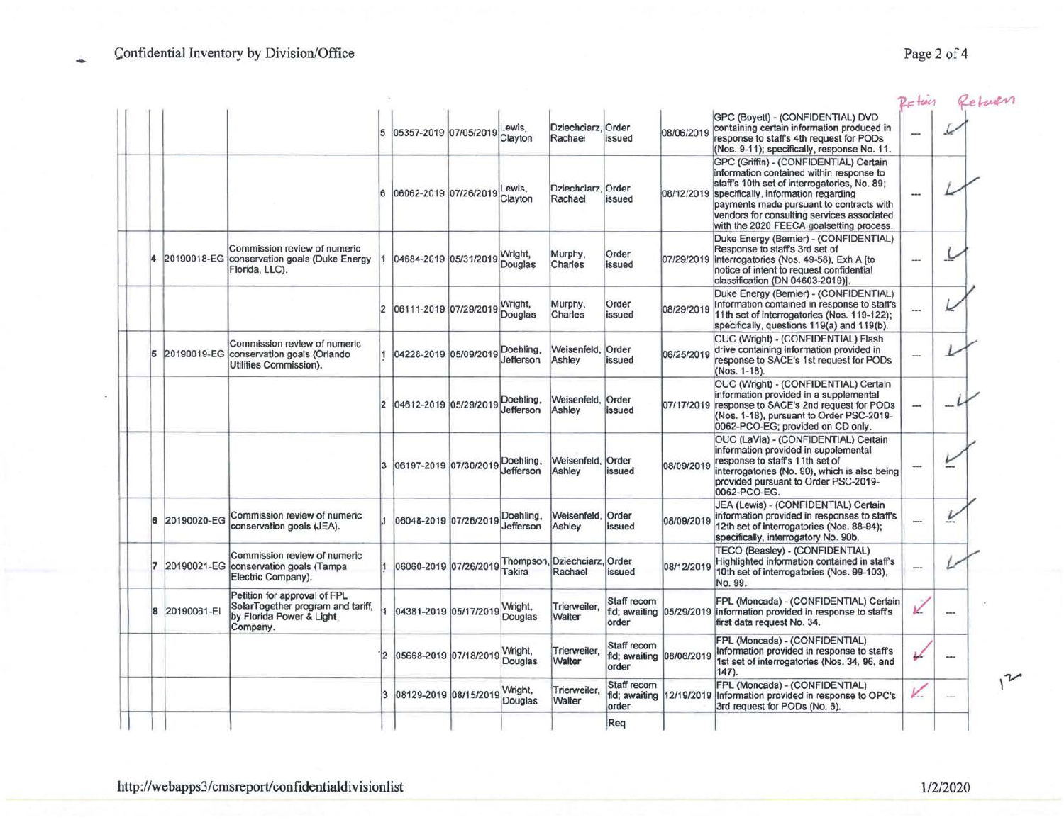# Confidential Inventory by Division/Office

| | | | | # | Document No. | Date Filed | | | Status | Date | Description | Retain | Return |
|---|---|---|---|---|---|---|---|---|---|---|---|---|---|
| | | | | 5 | 05357-2019 | 07/05/2019 | Lewis, Clayton | Dziechciarz, Rachael | Order issued | 08/06/2019 | GPC (Boyett) - (CONFIDENTIAL) DVD containing certain information produced in response to staff's 4th request for PODs (Nos. 9-11); specifically, response No. 11. | --- | ✓ |
| | | | | 6 | 06062-2019 | 07/26/2019 | Lewis, Clayton | Dziechciarz, Rachael | Order issued | 08/12/2019 | GPC (Griffin) - (CONFIDENTIAL) Certain information contained within response to staff's 10th set of interrogatories, No. 89; specifically, information regarding payments made pursuant to contracts with vendors for consulting services associated with the 2020 FEECA goalsetting process. | --- | ✓ |
| | 4 | 20190018-EG | Commission review of numeric conservation goals (Duke Energy Florida, LLC). | 1 | 04684-2019 | 05/31/2019 | Wright, Douglas | Murphy, Charles | Order issued | 07/29/2019 | Duke Energy (Bernier) - (CONFIDENTIAL) Response to staff's 3rd set of interrogatories (Nos. 49-58), Exh A [to notice of intent to request confidential classification (DN 04603-2019)]. | --- | ✓ |
| | | | | 2 | 06111-2019 | 07/29/2019 | Wright, Douglas | Murphy, Charles | Order issued | 08/29/2019 | Duke Energy (Bernier) - (CONFIDENTIAL) Information contained in response to staff's 11th set of interrogatories (Nos. 119-122); specifically, questions 119(a) and 119(b). | --- | ✓ |
| | 5 | 20190019-EG | Commission review of numeric conservation goals (Orlando Utilities Commission). | 1 | 04228-2019 | 05/09/2019 | Doehling, Jefferson | Weisenfeld, Ashley | Order issued | 06/25/2019 | OUC (Wright) - (CONFIDENTIAL) Flash drive containing information provided in response to SACE's 1st request for PODs (Nos. 1-18). | --- | ✓ |
| | | | | 2 | 04612-2019 | 05/29/2019 | Doehling, Jefferson | Weisenfeld, Ashley | Order issued | 07/17/2019 | OUC (Wright) - (CONFIDENTIAL) Certain information provided in a supplemental response to SACE's 2nd request for PODs (Nos. 1-18), pursuant to Order PSC-2019-0062-PCO-EG; provided on CD only. | --- | ✓ |
| | | | | 3 | 06197-2019 | 07/30/2019 | Doehling, Jefferson | Weisenfeld, Ashley | Order issued | 08/09/2019 | OUC (LaVia) - (CONFIDENTIAL) Certain information provided in supplemental response to staff's 11th set of interrogatories (No. 90), which is also being provided pursuant to Order PSC-2019-0062-PCO-EG. | --- | ✓ |
| | 6 | 20190020-EG | Commission review of numeric conservation goals (JEA). | 1 | 06048-2019 | 07/26/2019 | Doehling, Jefferson | Weisenfeld, Ashley | Order issued | 08/09/2019 | JEA (Lewis) - (CONFIDENTIAL) Certain information provided in responses to staff's 12th set of interrogatories (Nos. 88-94); specifically, interrogatory No. 90b. | --- | ✓ |
| | 7 | 20190021-EG | Commission review of numeric conservation goals (Tampa Electric Company). | 1 | 06060-2019 | 07/26/2019 | Thompson, Takira | Dziechciarz, Rachael | Order issued | 08/12/2019 | TECO (Beasley) - (CONFIDENTIAL) Highlighted information contained in staff's 10th set of interrogatories (Nos. 99-103), No. 99. | --- | ✓ |
| | 8 | 20190061-EI | Petition for approval of FPL SolarTogether program and tariff, by Florida Power & Light Company. | 1 | 04381-2019 | 05/17/2019 | Wright, Douglas | Trierweiler, Walter | Staff recom fld; awaiting order | 05/29/2019 | FPL (Moncada) - (CONFIDENTIAL) Certain information provided in response to staff's first data request No. 34. | ✓ | --- |
| | | | | 2 | 05668-2019 | 07/18/2019 | Wright, Douglas | Trierweiler, Walter | Staff recom fld; awaiting order | 08/06/2019 | FPL (Moncada) - (CONFIDENTIAL) Information provided in response to staff's 1st set of interrogatories (Nos. 34, 96, and 147). | ✓ | --- |
| | | | | 3 | 08129-2019 | 08/15/2019 | Wright, Douglas | Trierweiler, Walter | Staff recom fld; awaiting order | 12/19/2019 | FPL (Moncada) - (CONFIDENTIAL) Information provided in response to OPC's 3rd request for PODs (No. 6). | ✓ | --- |
| | | | | | | | | | Req | | | | |

12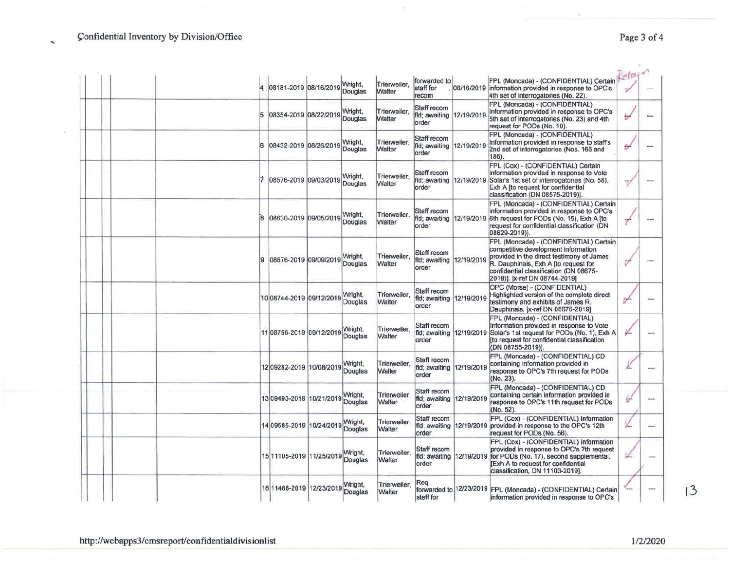# Confidential Inventory by Division/Office

| | | | | | | | | | | | | | |
|---|---|---|---|---|---|---|---|---|---|---|---|---|---|
| | | | | 4 | 08181-2019 | 08/16/2019 | Wright, Douglas | Trierweiler, Walter | forwarded to staff for recom | 08/16/2019 | FPL (Moncada) - (CONFIDENTIAL) Certain information provided in response to OPC's 4th set of interrogatories (No. 22). | ✓ | --- |
| | | | | 5 | 08354-2019 | 08/22/2019 | Wright, Douglas | Trierweiler, Walter | Staff recom fld; awaiting order | 12/19/2019 | FPL (Moncada) - (CONFIDENTIAL) Information provided in response to OPC's 5th set of interrogatories (No. 23) and 4th request for PODs (No. 10). | ✓ | --- |
| | | | | 6 | 08432-2019 | 08/26/2019 | Wright, Douglas | Trierweiler, Walter | Staff recom fld; awaiting order | 12/19/2019 | FPL (Moncada) - (CONFIDENTIAL) Information provided in response to staff's 2nd set of interrogatories (Nos. 166 and 186). | ✓ | --- |
| | | | | 7 | 08576-2019 | 09/03/2019 | Wright, Douglas | Trierweiler, Walter | Staff recom fld; awaiting order | 12/19/2019 | FPL (Cox) - (CONFIDENTIAL) Certain information provided in response to Vote Solar's 1st set of interrogatories (No. 58), Exh A [to request for confidential classification (DN 08575-2019)]. | ✓ | --- |
| | | | | 8 | 08630-2019 | 09/05/2019 | Wright, Douglas | Trierweiler, Walter | Staff recom fld; awaiting order | 12/19/2019 | FPL (Moncada) - (CONFIDENTIAL) Certain information provided in response to OPC's 6th request for PODs (No. 15), Exh A [to request for confidential classification (DN 08629-2019)]. | ✓ | --- |
| | | | | 9 | 08676-2019 | 09/09/2019 | Wright, Douglas | Trierweiler, Walter | Staff recom fld; awaiting order | 12/19/2019 | FPL (Moncada) - (CONFIDENTIAL) Certain competitive development information provided in the direct testimony of James R. Dauphinais, Exh A [to request for confidential classification (DN 08675-2019)]. [x-ref DN 08744-2019] | ✓ | --- |
| | | | | 10 | 08744-2019 | 09/12/2019 | Wright, Douglas | Trierweiler, Walter | Staff recom fld; awaiting order | 12/19/2019 | OPC (Morse) - (CONFIDENTIAL) Highlighted version of the complete direct testimony and exhibits of James R. Dauphinais. [x-ref DN 08676-2019] | ✓ | --- |
| | | | | 11 | 08756-2019 | 09/12/2019 | Wright, Douglas | Trierweiler, Walter | Staff recom fld; awaiting order | 12/19/2019 | FPL (Moncada) - (CONFIDENTIAL) Information provided in response to Vote Solar's 1st request for PODs (No. 1), Exh A [to request for confidential classification (DN 08755-2019)]. | ✓ | --- |
| | | | | 12 | 09282-2019 | 10/08/2019 | Wright, Douglas | Trierweiler, Walter | Staff recom fld; awaiting order | 12/19/2019 | FPL (Moncada) - (CONFIDENTIAL) CD containing information provided in response to OPC's 7th request for PODs (No. 23). | ✓ | --- |
| | | | | 13 | 09493-2019 | 10/21/2019 | Wright, Douglas | Trierweiler, Walter | Staff recom fld; awaiting order | 12/19/2019 | FPL (Moncada) - (CONFIDENTIAL) CD containing certain information provided in response to OPC's 11th request for PODs (No. 52). | ✓ | --- |
| | | | | 14 | 09585-2019 | 10/24/2019 | Wright, Douglas | Trierweiler, Walter | Staff recom fld; awaiting order | 12/19/2019 | FPL (Cox) - (CONFIDENTIAL) Information provided in response to the OPC's 12th request for PODs (No. 56). | ✓ | --- |
| | | | | 15 | 11105-2019 | 11/25/2019 | Wright, Douglas | Trierweiler, Walter | Staff recom fld; awaiting order | 12/19/2019 | FPL (Cox) - (CONFIDENTIAL) Information provided in response to OPC's 7th request for PODs (No. 17), second supplemental. [Exh A to request for confidential classification, DN 11103-2019]. | ✓ | --- |
| | | | | 16 | 11468-2019 | 12/23/2019 | Wright, Douglas | Trierweiler, Walter | Req forwarded to staff for | 12/23/2019 | FPL (Moncada) - (CONFIDENTIAL) Certain information provided in response to OPC's | --- | --- |

Return

13

http://webapps3/cmsreport/confidentialdivisionlist

1/2/2020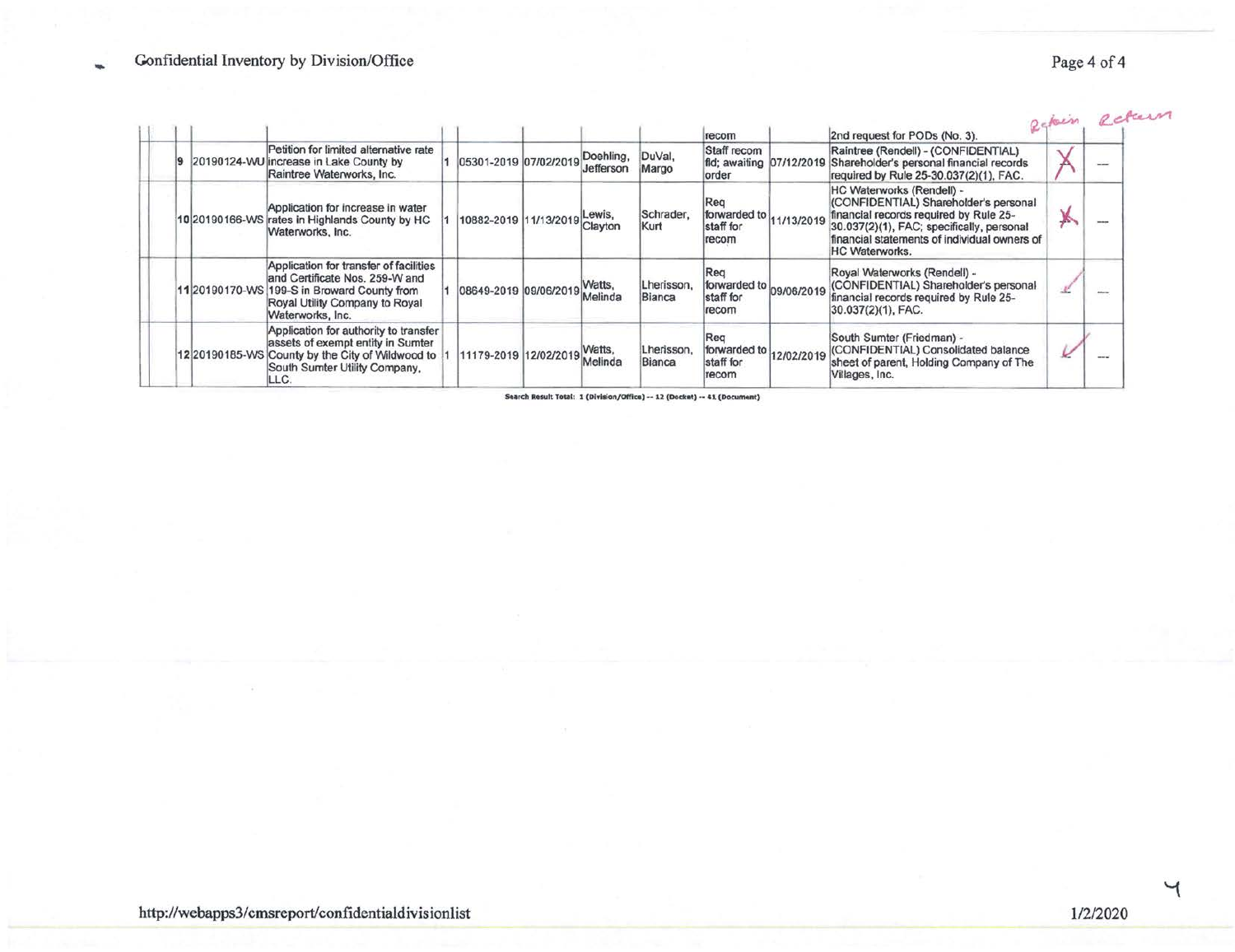| | | | | | | | | | | | | Retain | Return |
|---|---|---|---|---|---|---|---|---|---|---|---|---|---|
| | | | | | | | | | recom | | 2nd request for PODs (No. 3). | | |
| | 9 | 20190124-WU | Petition for limited alternative rate increase in Lake County by Raintree Waterworks, Inc. | 1 | 05301-2019 | 07/02/2019 | Doehling, Jefferson | DuVal, Margo | Staff recom fld; awaiting order | 07/12/2019 | Raintree (Rendell) - (CONFIDENTIAL) Shareholder's personal financial records required by Rule 25-30.037(2)(1), FAC. | X | --- |
| | 10 | 20190166-WS | Application for increase in water rates in Highlands County by HC Waterworks, Inc. | 1 | 10882-2019 | 11/13/2019 | Lewis, Clayton | Schrader, Kurt | Req forwarded to staff for recom | 11/13/2019 | HC Waterworks (Rendell) - (CONFIDENTIAL) Shareholder's personal financial records required by Rule 25-30.037(2)(1), FAC; specifically, personal financial statements of individual owners of HC Waterworks. | X | --- |
| | 11 | 20190170-WS | Application for transfer of facilities and Certificate Nos. 259-W and 199-S in Broward County from Royal Utility Company to Royal Waterworks, Inc. | 1 | 08649-2019 | 09/06/2019 | Watts, Melinda | Lherisson, Bianca | Req forwarded to staff for recom | 09/06/2019 | Royal Waterworks (Rendell) - (CONFIDENTIAL) Shareholder's personal financial records required by Rule 25-30.037(2)(1), FAC. | ✓ | --- |
| | 12 | 20190185-WS | Application for authority to transfer assets of exempt entity in Sumter County by the City of Wildwood to South Sumter Utility Company, LLC. | 1 | 11179-2019 | 12/02/2019 | Watts, Melinda | Lherisson, Bianca | Req forwarded to staff for recom | 12/02/2019 | South Sumter (Friedman) - (CONFIDENTIAL) Consolidated balance sheet of parent, Holding Company of The Villages, Inc. | ✓ | --- |

Search Result Total: 1 (Division/Office) -- 12 (Docket) -- 41 (Document)

http://webapps3/cmsreport/confidentialdivisionlist

1/2/2020